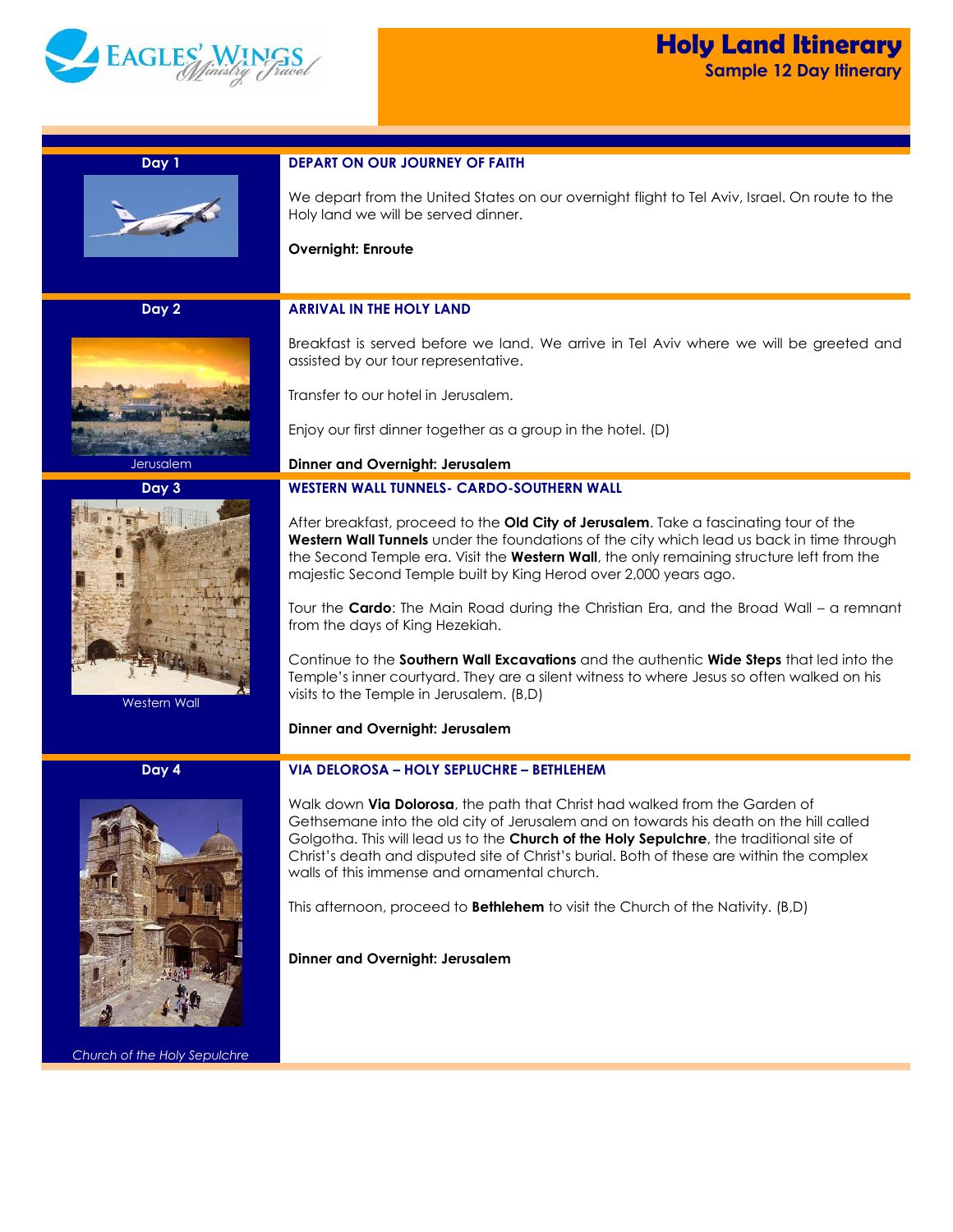# Holy Land Itinerary

## Sample 12 Day Itinerary

### Day 1

**DEPART ON OUR JOURNEY OF FAITH**

We depart from the United States on our overnight flight to Tel Aviv, Israel. On route to the Holy land we will be served dinner.

**Overnight: Enroute**

### Day 2

**ARRIVAL IN THE HOLY LAND**

Jerusalem

Breakfast is served before we land. We arrive in Tel Aviv where we will be greeted and assisted by our tour representative.

Transfer to our hotel in Jerusalem.

Enjoy our first dinner together as a group in the hotel. (D)

**Dinner and Overnight: Jerusalem**

### Day 3

**WESTERN WALL TUNNELS- CARDO-SOUTHERN WALL**

Western Wall

After breakfast, proceed to the **Old City of Jerusalem**. Take a fascinating tour of the **Western Wall Tunnels** under the foundations of the city which lead us back in time through the Second Temple era. Visit the **Western Wall**, the only remaining structure left from the majestic Second Temple built by King Herod over 2,000 years ago.

Tour the **Cardo**: The Main Road during the Christian Era, and the Broad Wall – a remnant from the days of King Hezekiah.

Continue to the **Southern Wall Excavations** and the authentic **Wide Steps** that led into the Temple's inner courtyard. They are a silent witness to where Jesus so often walked on his visits to the Temple in Jerusalem. (B,D)

**Dinner and Overnight: Jerusalem**

### Day 4

**VIA DELOROSA – HOLY SEPLUCHRE – BETHLEHEM**

*Church of the Holy Sepulchre*

Walk down **Via Dolorosa**, the path that Christ had walked from the Garden of Gethsemane into the old city of Jerusalem and on towards his death on the hill called Golgotha. This will lead us to the **Church of the Holy Sepulchre**, the traditional site of Christ's death and disputed site of Christ's burial. Both of these are within the complex walls of this immense and ornamental church.

This afternoon, proceed to **Bethlehem** to visit the Church of the Nativity. (B,D)

**Dinner and Overnight: Jerusalem**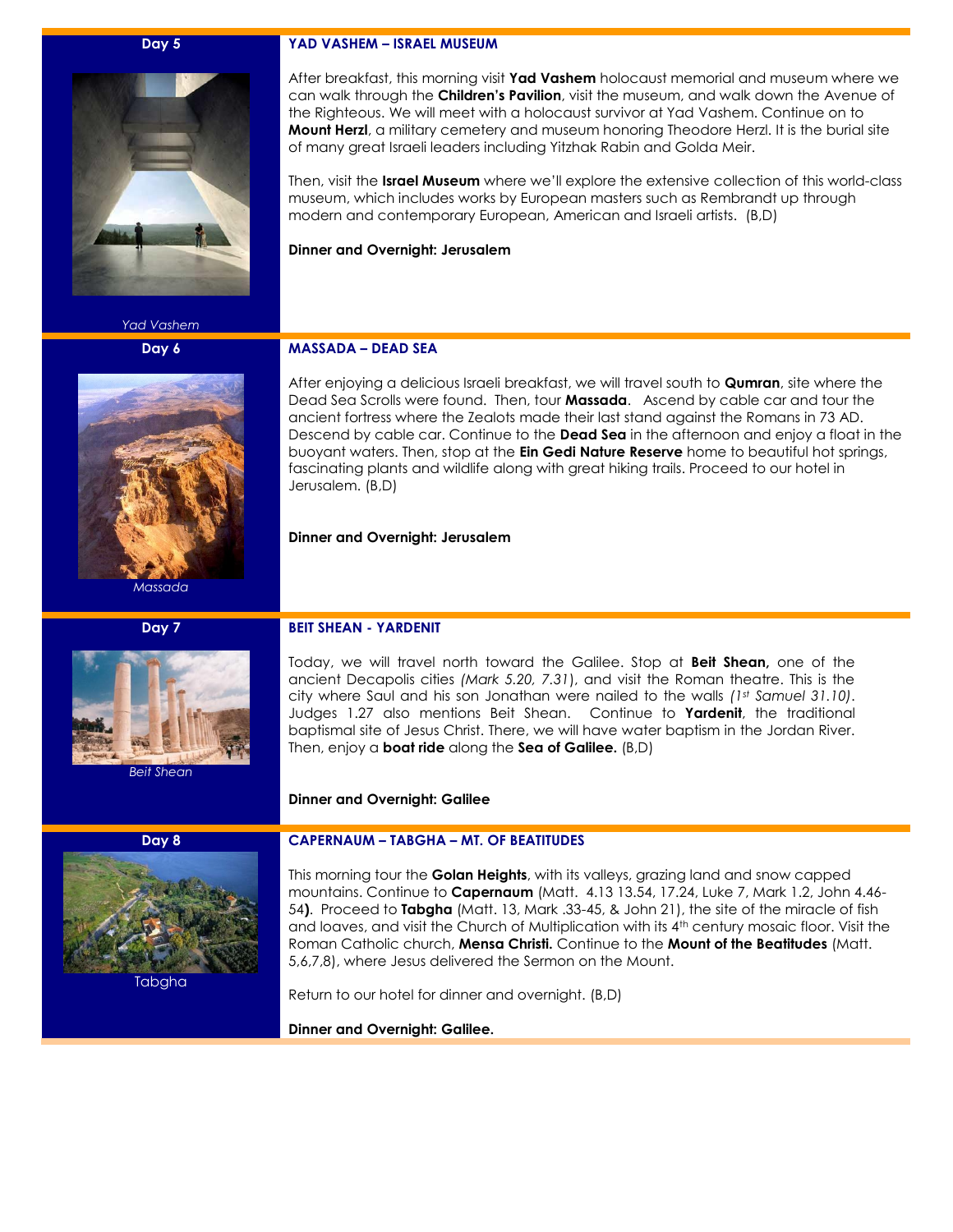**Day 5**

*Yad Vashem*

## YAD VASHEM – ISRAEL MUSEUM

After breakfast, this morning visit **Yad Vashem** holocaust memorial and museum where we can walk through the **Children's Pavilion**, visit the museum, and walk down the Avenue of the Righteous. We will meet with a holocaust survivor at Yad Vashem. Continue on to **Mount Herzl**, a military cemetery and museum honoring Theodore Herzl. It is the burial site of many great Israeli leaders including Yitzhak Rabin and Golda Meir.

Then, visit the **Israel Museum** where we'll explore the extensive collection of this world-class museum, which includes works by European masters such as Rembrandt up through modern and contemporary European, American and Israeli artists. (B,D)

**Dinner and Overnight: Jerusalem**

**Day 6**

*Massada*

## MASSADA – DEAD SEA

After enjoying a delicious Israeli breakfast, we will travel south to **Qumran**, site where the Dead Sea Scrolls were found. Then, tour **Massada**. Ascend by cable car and tour the ancient fortress where the Zealots made their last stand against the Romans in 73 AD. Descend by cable car. Continue to the **Dead Sea** in the afternoon and enjoy a float in the buoyant waters. Then, stop at the **Ein Gedi Nature Reserve** home to beautiful hot springs, fascinating plants and wildlife along with great hiking trails. Proceed to our hotel in Jerusalem. (B,D)

**Dinner and Overnight: Jerusalem**

**Day 7**

*Beit Shean*

## BEIT SHEAN - YARDENIT

Today, we will travel north toward the Galilee. Stop at **Beit Shean,** one of the ancient Decapolis cities *(Mark 5.20, 7.31*), and visit the Roman theatre. This is the city where Saul and his son Jonathan were nailed to the walls *(1st Samuel 31.10)*. Judges 1.27 also mentions Beit Shean. Continue to **Yardenit**, the traditional baptismal site of Jesus Christ. There, we will have water baptism in the Jordan River. Then, enjoy a **boat ride** along the **Sea of Galilee.** (B,D)

**Dinner and Overnight: Galilee**

**Day 8**

Tabgha

## CAPERNAUM – TABGHA – MT. OF BEATITUDES

This morning tour the **Golan Heights**, with its valleys, grazing land and snow capped mountains. Continue to **Capernaum** (Matt. 4.13 13.54, 17.24, Luke 7, Mark 1.2, John 4.46-54**)**. Proceed to **Tabgha** (Matt. 13, Mark .33-45, & John 21), the site of the miracle of fish and loaves, and visit the Church of Multiplication with its 4th century mosaic floor. Visit the Roman Catholic church, **Mensa Christi.** Continue to the **Mount of the Beatitudes** (Matt. 5,6,7,8), where Jesus delivered the Sermon on the Mount.

Return to our hotel for dinner and overnight. (B,D)

**Dinner and Overnight: Galilee.**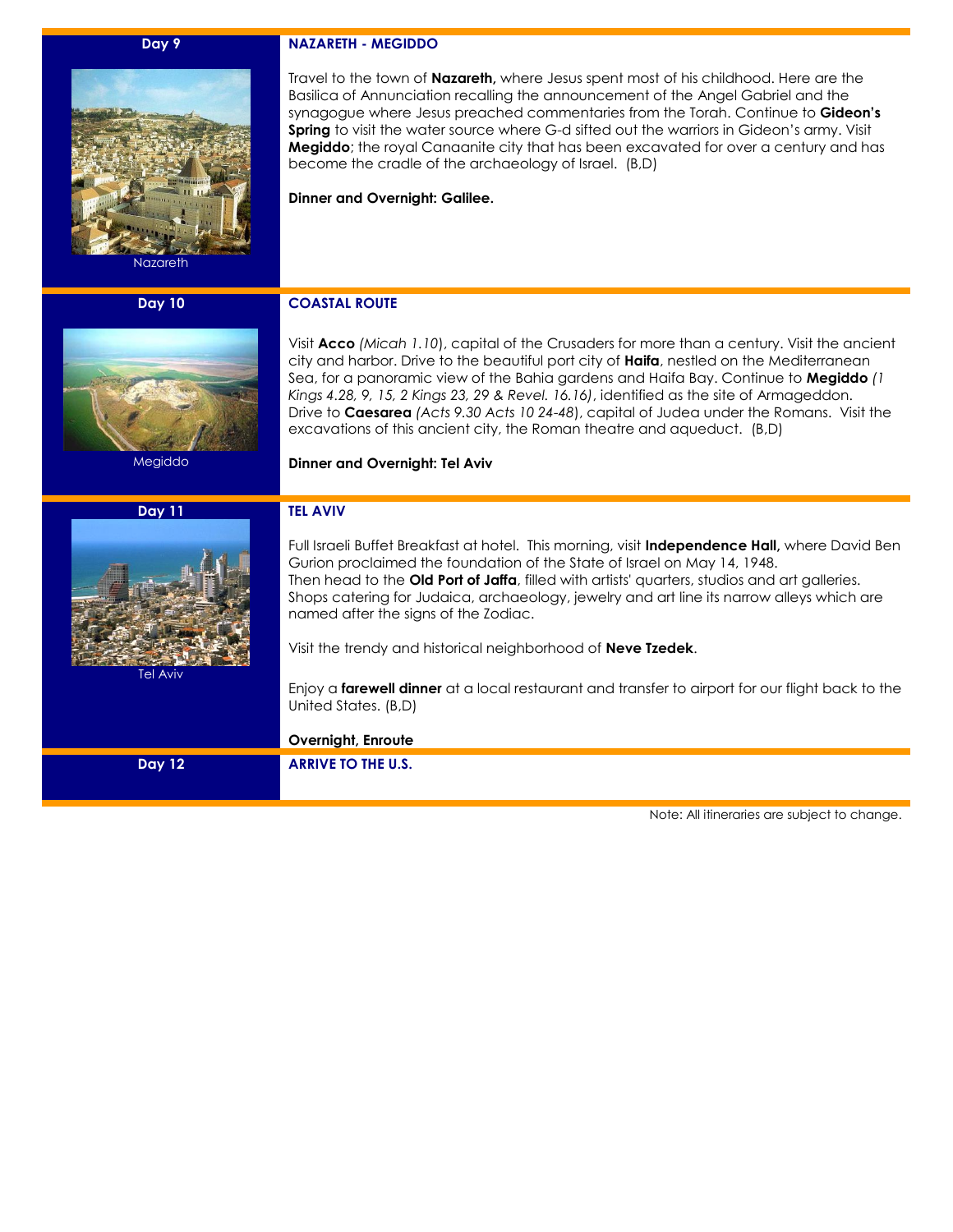**Day 9**

Nazareth

### NAZARETH - MEGIDDO

Travel to the town of **Nazareth,** where Jesus spent most of his childhood. Here are the Basilica of Annunciation recalling the announcement of the Angel Gabriel and the synagogue where Jesus preached commentaries from the Torah. Continue to **Gideon's Spring** to visit the water source where G-d sifted out the warriors in Gideon's army. Visit **Megiddo**; the royal Canaanite city that has been excavated for over a century and has become the cradle of the archaeology of Israel. (B,D)

**Dinner and Overnight: Galilee.**

**Day 10**

Megiddo

### COASTAL ROUTE

Visit **Acco** *(Micah 1.10)*, capital of the Crusaders for more than a century. Visit the ancient city and harbor. Drive to the beautiful port city of **Haifa**, nestled on the Mediterranean Sea, for a panoramic view of the Bahia gardens and Haifa Bay. Continue to **Megiddo** *(1 Kings 4.28, 9, 15, 2 Kings 23, 29 & Revel. 16.16)*, identified as the site of Armageddon. Drive to **Caesarea** *(Acts 9.30 Acts 10 24-48*), capital of Judea under the Romans. Visit the excavations of this ancient city, the Roman theatre and aqueduct. (B,D)

**Dinner and Overnight: Tel Aviv**

**Day 11**

Tel Aviv

### TEL AVIV

Full Israeli Buffet Breakfast at hotel. This morning, visit **Independence Hall,** where David Ben Gurion proclaimed the foundation of the State of Israel on May 14, 1948.
Then head to the **Old Port of Jaffa**, filled with artists' quarters, studios and art galleries. Shops catering for Judaica, archaeology, jewelry and art line its narrow alleys which are named after the signs of the Zodiac.

Visit the trendy and historical neighborhood of **Neve Tzedek**.

Enjoy a **farewell dinner** at a local restaurant and transfer to airport for our flight back to the United States. (B,D)

**Overnight, Enroute**

**Day 12**

### ARRIVE TO THE U.S.

Note: All itineraries are subject to change.